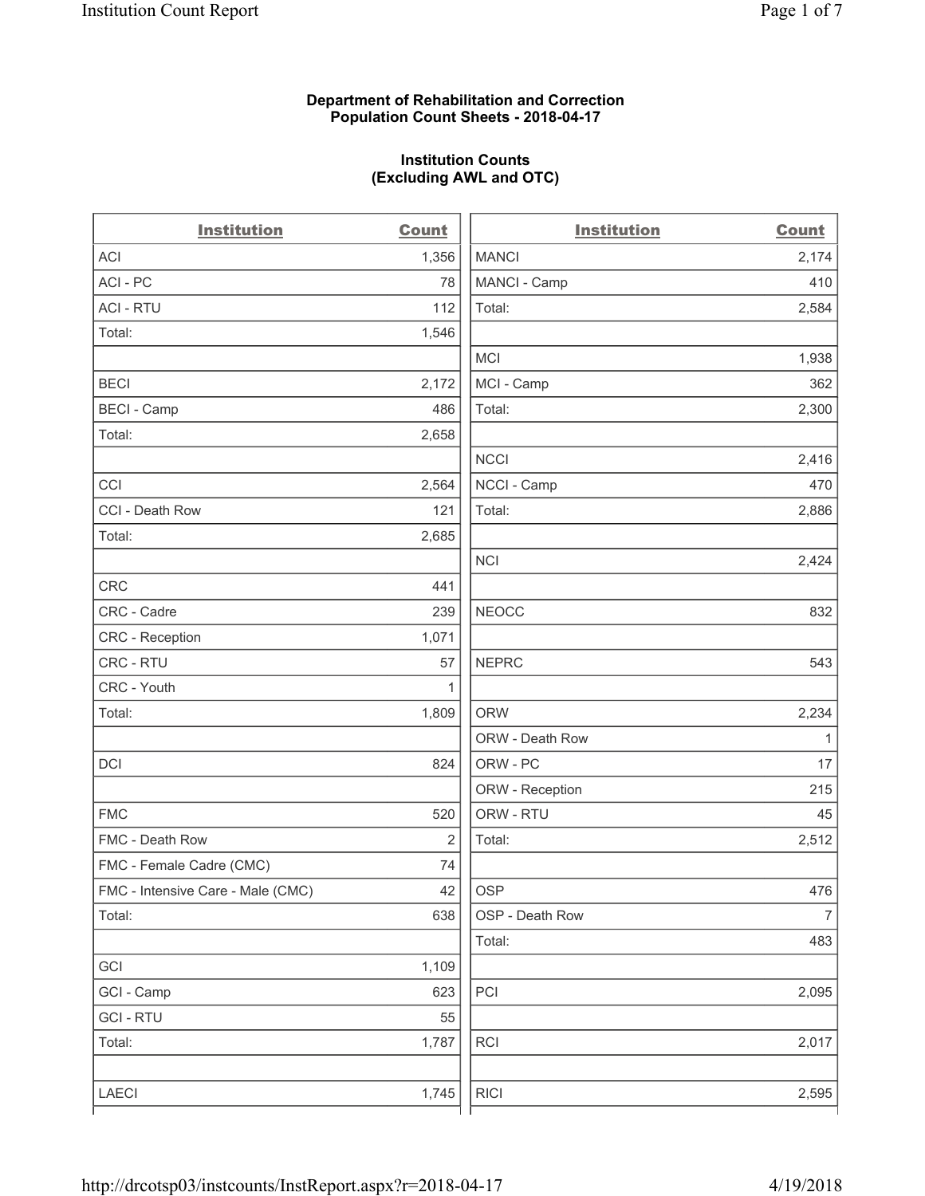**Department of Rehabilitation and Correction**
**Population Count Sheets - 2018-04-17**

**Institution Counts**
**(Excluding AWL and OTC)**

| Institution | Count |
|---|---|
| ACI | 1,356 |
| ACI - PC | 78 |
| ACI - RTU | 112 |
| Total: | 1,546 |
| | |
| BECI | 2,172 |
| BECI - Camp | 486 |
| Total: | 2,658 |
| | |
| CCI | 2,564 |
| CCI - Death Row | 121 |
| Total: | 2,685 |
| | |
| CRC | 441 |
| CRC - Cadre | 239 |
| CRC - Reception | 1,071 |
| CRC - RTU | 57 |
| CRC - Youth | 1 |
| Total: | 1,809 |
| | |
| DCI | 824 |
| | |
| FMC | 520 |
| FMC - Death Row | 2 |
| FMC - Female Cadre (CMC) | 74 |
| FMC - Intensive Care - Male (CMC) | 42 |
| Total: | 638 |
| | |
| GCI | 1,109 |
| GCI - Camp | 623 |
| GCI - RTU | 55 |
| Total: | 1,787 |
| | |
| LAECI | 1,745 |
| MANCI | 2,174 |
| MANCI - Camp | 410 |
| Total: | 2,584 |
| | |
| MCI | 1,938 |
| MCI - Camp | 362 |
| Total: | 2,300 |
| | |
| NCCI | 2,416 |
| NCCI - Camp | 470 |
| Total: | 2,886 |
| | |
| NCI | 2,424 |
| | |
| NEOCC | 832 |
| | |
| NEPRC | 543 |
| | |
| ORW | 2,234 |
| ORW - Death Row | 1 |
| ORW - PC | 17 |
| ORW - Reception | 215 |
| ORW - RTU | 45 |
| Total: | 2,512 |
| | |
| OSP | 476 |
| OSP - Death Row | 7 |
| Total: | 483 |
| | |
| PCI | 2,095 |
| | |
| RCI | 2,017 |
| | |
| RICI | 2,595 |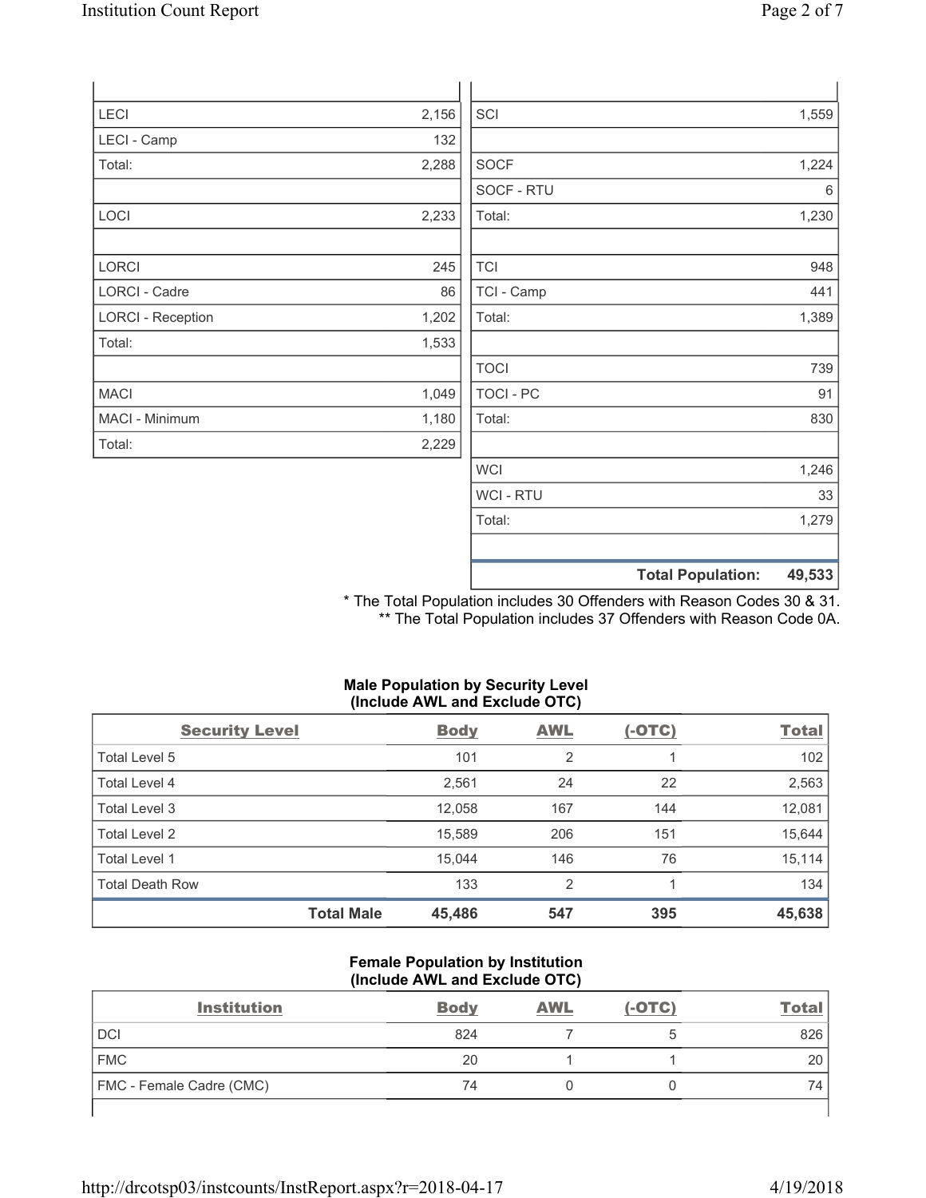| | |
|---|---|
| LECI | 2,156 |
| LECI - Camp | 132 |
| Total: | 2,288 |
| | |
| LOCI | 2,233 |
| | |
| LORCI | 245 |
| LORCI - Cadre | 86 |
| LORCI - Reception | 1,202 |
| Total: | 1,533 |
| | |
| MACI | 1,049 |
| MACI - Minimum | 1,180 |
| Total: | 2,229 |

| | |
|---|---|
| SCI | 1,559 |
| | |
| SOCF | 1,224 |
| SOCF - RTU | 6 |
| Total: | 1,230 |
| | |
| TCI | 948 |
| TCI - Camp | 441 |
| Total: | 1,389 |
| | |
| TOCI | 739 |
| TOCI - PC | 91 |
| Total: | 830 |
| | |
| WCI | 1,246 |
| WCI - RTU | 33 |
| Total: | 1,279 |
| | |
| **Total Population:** | **49,533** |

* The Total Population includes 30 Offenders with Reason Codes 30 & 31.
** The Total Population includes 37 Offenders with Reason Code 0A.

**Male Population by Security Level (Include AWL and Exclude OTC)**

| Security Level | Body | AWL | (-OTC) | Total |
|---|---|---|---|---|
| Total Level 5 | 101 | 2 | 1 | 102 |
| Total Level 4 | 2,561 | 24 | 22 | 2,563 |
| Total Level 3 | 12,058 | 167 | 144 | 12,081 |
| Total Level 2 | 15,589 | 206 | 151 | 15,644 |
| Total Level 1 | 15,044 | 146 | 76 | 15,114 |
| Total Death Row | 133 | 2 | 1 | 134 |
| **Total Male** | **45,486** | **547** | **395** | **45,638** |

**Female Population by Institution (Include AWL and Exclude OTC)**

| Institution | Body | AWL | (-OTC) | Total |
|---|---|---|---|---|
| DCI | 824 | 7 | 5 | 826 |
| FMC | 20 | 1 | 1 | 20 |
| FMC - Female Cadre (CMC) | 74 | 0 | 0 | 74 |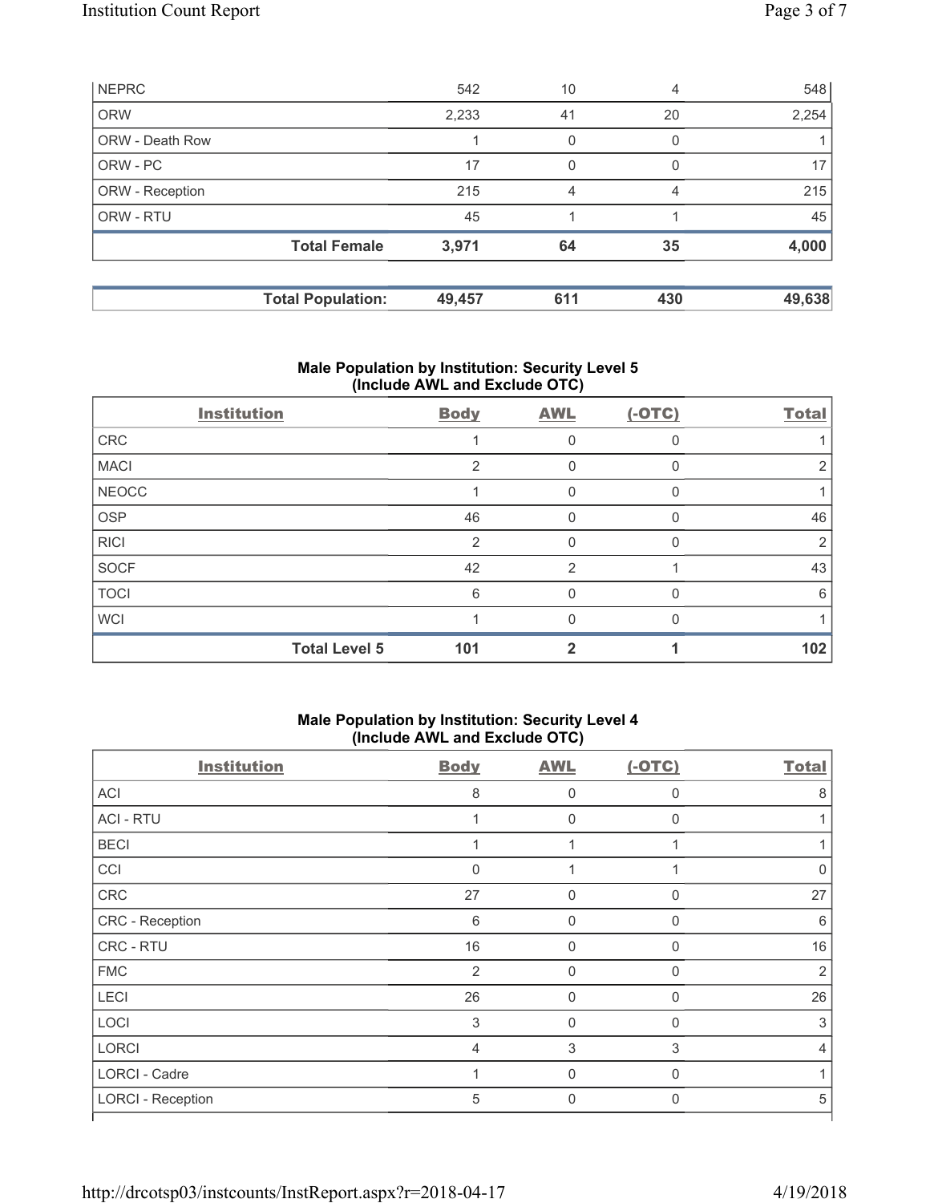| | | | | |
|---|---|---|---|---|
| NEPRC | 542 | 10 | 4 | 548 |
| ORW | 2,233 | 41 | 20 | 2,254 |
| ORW - Death Row | 1 | 0 | 0 | 1 |
| ORW - PC | 17 | 0 | 0 | 17 |
| ORW - Reception | 215 | 4 | 4 | 215 |
| ORW - RTU | 45 | 1 | 1 | 45 |
| **Total Female** | **3,971** | **64** | **35** | **4,000** |

| | | | | |
|---|---|---|---|---|
| **Total Population:** | **49,457** | **611** | **430** | **49,638** |

### Male Population by Institution: Security Level 5 (Include AWL and Exclude OTC)

| Institution | Body | AWL | (-OTC) | Total |
|---|---|---|---|---|
| CRC | 1 | 0 | 0 | 1 |
| MACI | 2 | 0 | 0 | 2 |
| NEOCC | 1 | 0 | 0 | 1 |
| OSP | 46 | 0 | 0 | 46 |
| RICI | 2 | 0 | 0 | 2 |
| SOCF | 42 | 2 | 1 | 43 |
| TOCI | 6 | 0 | 0 | 6 |
| WCI | 1 | 0 | 0 | 1 |
| **Total Level 5** | **101** | **2** | **1** | **102** |

### Male Population by Institution: Security Level 4 (Include AWL and Exclude OTC)

| Institution | Body | AWL | (-OTC) | Total |
|---|---|---|---|---|
| ACI | 8 | 0 | 0 | 8 |
| ACI - RTU | 1 | 0 | 0 | 1 |
| BECI | 1 | 1 | 1 | 1 |
| CCI | 0 | 1 | 1 | 0 |
| CRC | 27 | 0 | 0 | 27 |
| CRC - Reception | 6 | 0 | 0 | 6 |
| CRC - RTU | 16 | 0 | 0 | 16 |
| FMC | 2 | 0 | 0 | 2 |
| LECI | 26 | 0 | 0 | 26 |
| LOCI | 3 | 0 | 0 | 3 |
| LORCI | 4 | 3 | 3 | 4 |
| LORCI - Cadre | 1 | 0 | 0 | 1 |
| LORCI - Reception | 5 | 0 | 0 | 5 |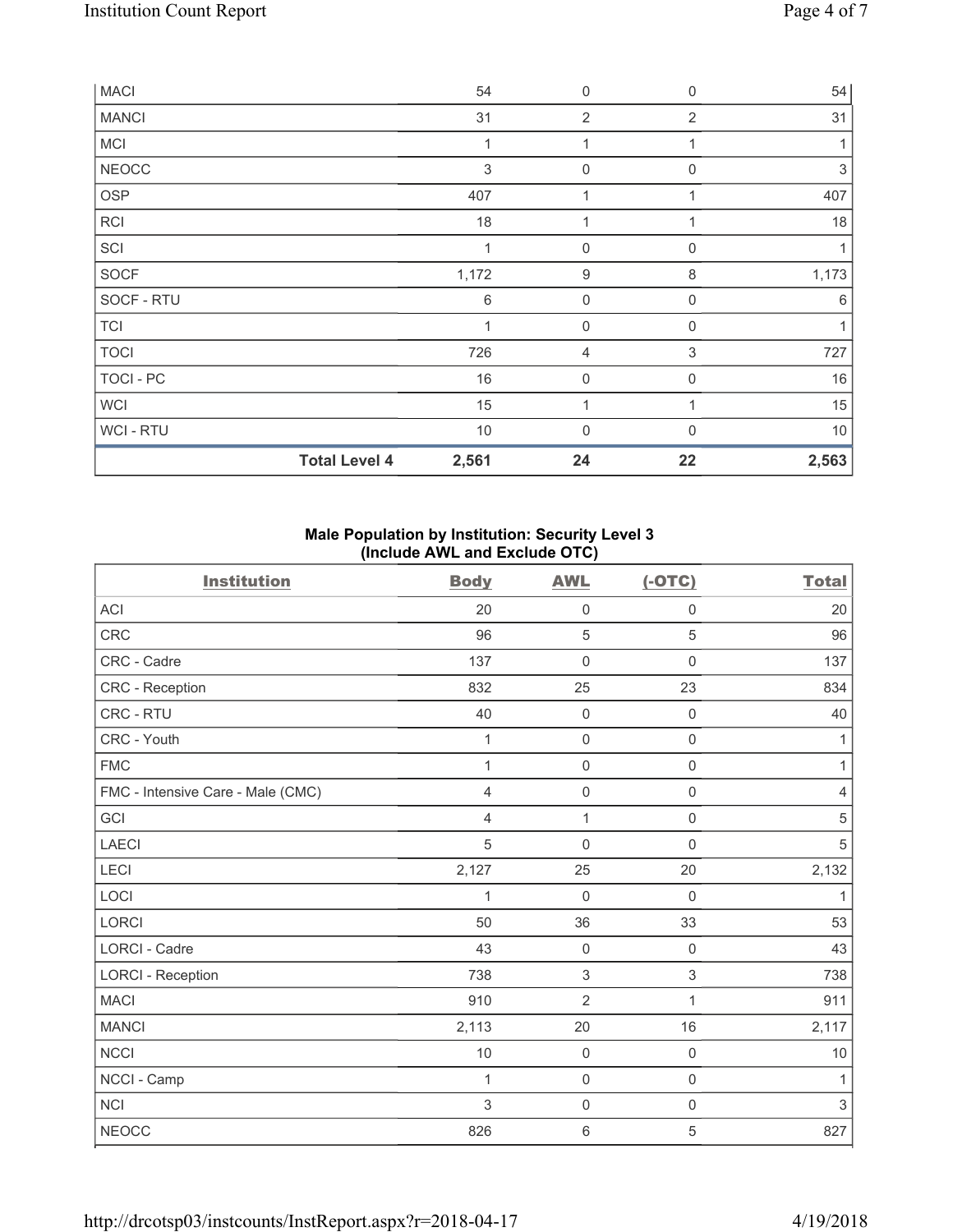| | | | | |
|---|---|---|---|---|
| MACI | 54 | 0 | 0 | 54 |
| MANCI | 31 | 2 | 2 | 31 |
| MCI | 1 | 1 | 1 | 1 |
| NEOCC | 3 | 0 | 0 | 3 |
| OSP | 407 | 1 | 1 | 407 |
| RCI | 18 | 1 | 1 | 18 |
| SCI | 1 | 0 | 0 | 1 |
| SOCF | 1,172 | 9 | 8 | 1,173 |
| SOCF - RTU | 6 | 0 | 0 | 6 |
| TCI | 1 | 0 | 0 | 1 |
| TOCI | 726 | 4 | 3 | 727 |
| TOCI - PC | 16 | 0 | 0 | 16 |
| WCI | 15 | 1 | 1 | 15 |
| WCI - RTU | 10 | 0 | 0 | 10 |
| **Total Level 4** | **2,561** | **24** | **22** | **2,563** |

### Male Population by Institution: Security Level 3 (Include AWL and Exclude OTC)

| Institution | Body | AWL | (-OTC) | Total |
|---|---|---|---|---|
| ACI | 20 | 0 | 0 | 20 |
| CRC | 96 | 5 | 5 | 96 |
| CRC - Cadre | 137 | 0 | 0 | 137 |
| CRC - Reception | 832 | 25 | 23 | 834 |
| CRC - RTU | 40 | 0 | 0 | 40 |
| CRC - Youth | 1 | 0 | 0 | 1 |
| FMC | 1 | 0 | 0 | 1 |
| FMC - Intensive Care - Male (CMC) | 4 | 0 | 0 | 4 |
| GCI | 4 | 1 | 0 | 5 |
| LAECI | 5 | 0 | 0 | 5 |
| LECI | 2,127 | 25 | 20 | 2,132 |
| LOCI | 1 | 0 | 0 | 1 |
| LORCI | 50 | 36 | 33 | 53 |
| LORCI - Cadre | 43 | 0 | 0 | 43 |
| LORCI - Reception | 738 | 3 | 3 | 738 |
| MACI | 910 | 2 | 1 | 911 |
| MANCI | 2,113 | 20 | 16 | 2,117 |
| NCCI | 10 | 0 | 0 | 10 |
| NCCI - Camp | 1 | 0 | 0 | 1 |
| NCI | 3 | 0 | 0 | 3 |
| NEOCC | 826 | 6 | 5 | 827 |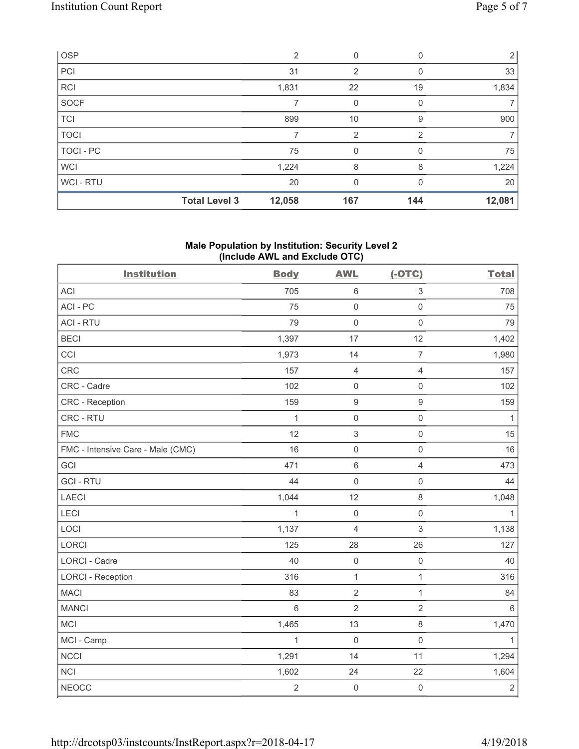| | | | | |
|---|---|---|---|---|
| OSP | 2 | 0 | 0 | 2 |
| PCI | 31 | 2 | 0 | 33 |
| RCI | 1,831 | 22 | 19 | 1,834 |
| SOCF | 7 | 0 | 0 | 7 |
| TCI | 899 | 10 | 9 | 900 |
| TOCI | 7 | 2 | 2 | 7 |
| TOCI - PC | 75 | 0 | 0 | 75 |
| WCI | 1,224 | 8 | 8 | 1,224 |
| WCI - RTU | 20 | 0 | 0 | 20 |
| **Total Level 3** | **12,058** | **167** | **144** | **12,081** |

## Male Population by Institution: Security Level 2 (Include AWL and Exclude OTC)

| Institution | Body | AWL | (-OTC) | Total |
|---|---|---|---|---|
| ACI | 705 | 6 | 3 | 708 |
| ACI - PC | 75 | 0 | 0 | 75 |
| ACI - RTU | 79 | 0 | 0 | 79 |
| BECI | 1,397 | 17 | 12 | 1,402 |
| CCI | 1,973 | 14 | 7 | 1,980 |
| CRC | 157 | 4 | 4 | 157 |
| CRC - Cadre | 102 | 0 | 0 | 102 |
| CRC - Reception | 159 | 9 | 9 | 159 |
| CRC - RTU | 1 | 0 | 0 | 1 |
| FMC | 12 | 3 | 0 | 15 |
| FMC - Intensive Care - Male (CMC) | 16 | 0 | 0 | 16 |
| GCI | 471 | 6 | 4 | 473 |
| GCI - RTU | 44 | 0 | 0 | 44 |
| LAECI | 1,044 | 12 | 8 | 1,048 |
| LECI | 1 | 0 | 0 | 1 |
| LOCI | 1,137 | 4 | 3 | 1,138 |
| LORCI | 125 | 28 | 26 | 127 |
| LORCI - Cadre | 40 | 0 | 0 | 40 |
| LORCI - Reception | 316 | 1 | 1 | 316 |
| MACI | 83 | 2 | 1 | 84 |
| MANCI | 6 | 2 | 2 | 6 |
| MCI | 1,465 | 13 | 8 | 1,470 |
| MCI - Camp | 1 | 0 | 0 | 1 |
| NCCI | 1,291 | 14 | 11 | 1,294 |
| NCI | 1,602 | 24 | 22 | 1,604 |
| NEOCC | 2 | 0 | 0 | 2 |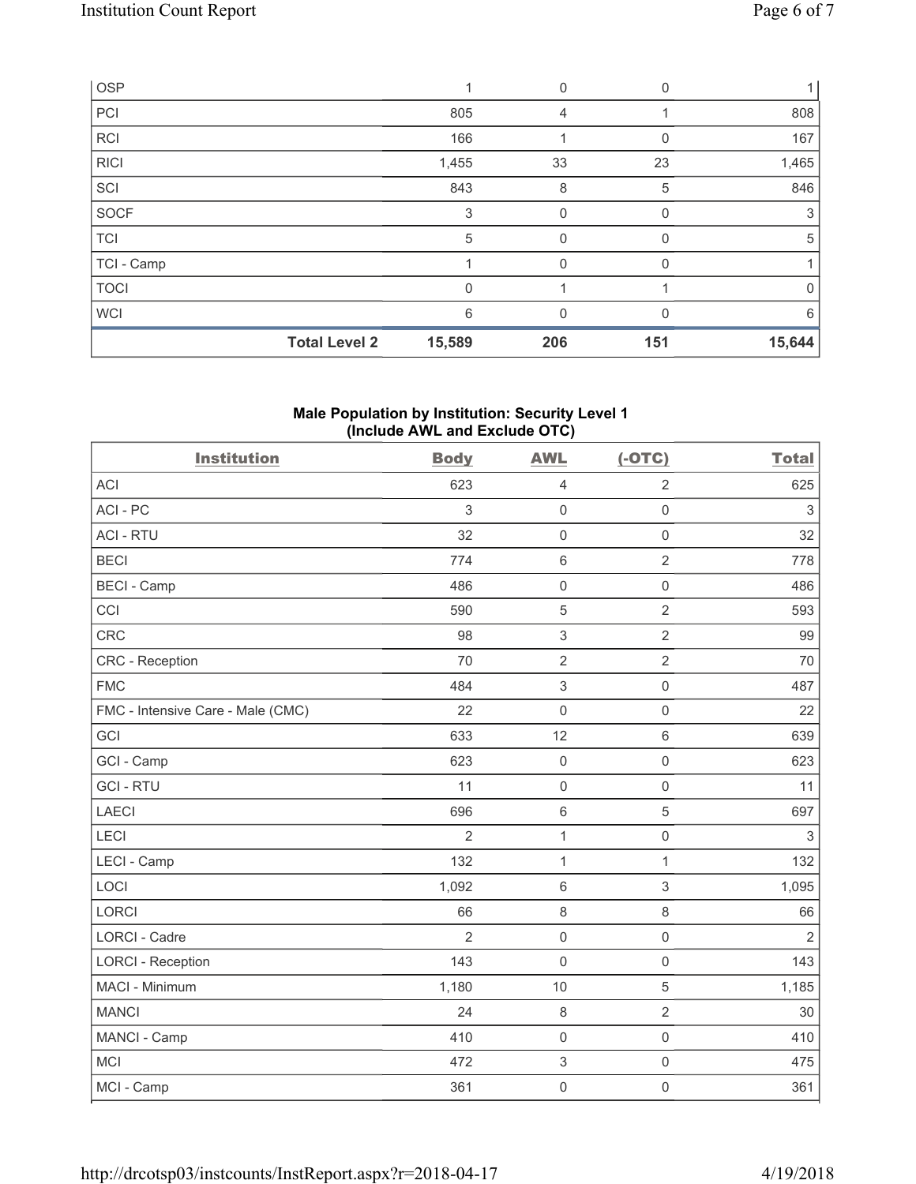| | | | | |
|---|---|---|---|---|
| OSP | 1 | 0 | 0 | 1 |
| PCI | 805 | 4 | 1 | 808 |
| RCI | 166 | 1 | 0 | 167 |
| RICI | 1,455 | 33 | 23 | 1,465 |
| SCI | 843 | 8 | 5 | 846 |
| SOCF | 3 | 0 | 0 | 3 |
| TCI | 5 | 0 | 0 | 5 |
| TCI - Camp | 1 | 0 | 0 | 1 |
| TOCI | 0 | 1 | 1 | 0 |
| WCI | 6 | 0 | 0 | 6 |
| **Total Level 2** | **15,589** | **206** | **151** | **15,644** |

### Male Population by Institution: Security Level 1 (Include AWL and Exclude OTC)

| Institution | Body | AWL | (-OTC) | Total |
|---|---|---|---|---|
| ACI | 623 | 4 | 2 | 625 |
| ACI - PC | 3 | 0 | 0 | 3 |
| ACI - RTU | 32 | 0 | 0 | 32 |
| BECI | 774 | 6 | 2 | 778 |
| BECI - Camp | 486 | 0 | 0 | 486 |
| CCI | 590 | 5 | 2 | 593 |
| CRC | 98 | 3 | 2 | 99 |
| CRC - Reception | 70 | 2 | 2 | 70 |
| FMC | 484 | 3 | 0 | 487 |
| FMC - Intensive Care - Male (CMC) | 22 | 0 | 0 | 22 |
| GCI | 633 | 12 | 6 | 639 |
| GCI - Camp | 623 | 0 | 0 | 623 |
| GCI - RTU | 11 | 0 | 0 | 11 |
| LAECI | 696 | 6 | 5 | 697 |
| LECI | 2 | 1 | 0 | 3 |
| LECI - Camp | 132 | 1 | 1 | 132 |
| LOCI | 1,092 | 6 | 3 | 1,095 |
| LORCI | 66 | 8 | 8 | 66 |
| LORCI - Cadre | 2 | 0 | 0 | 2 |
| LORCI - Reception | 143 | 0 | 0 | 143 |
| MACI - Minimum | 1,180 | 10 | 5 | 1,185 |
| MANCI | 24 | 8 | 2 | 30 |
| MANCI - Camp | 410 | 0 | 0 | 410 |
| MCI | 472 | 3 | 0 | 475 |
| MCI - Camp | 361 | 0 | 0 | 361 |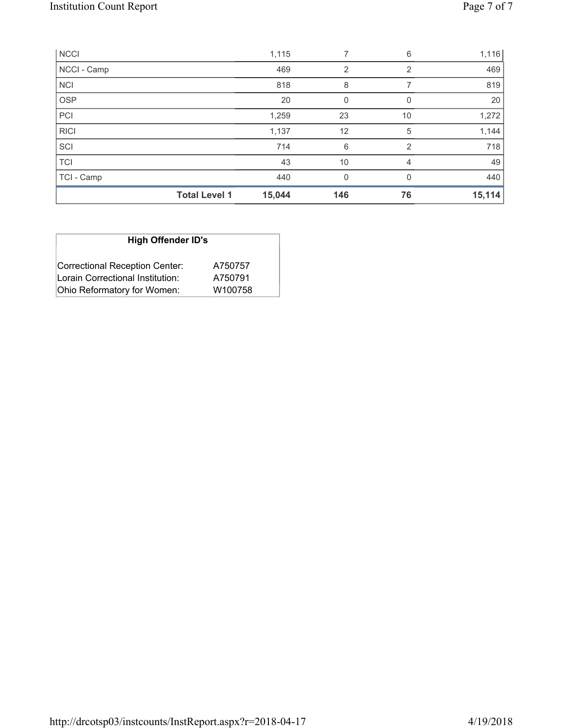| | | | | |
|---|---|---|---|---|
| NCCI | 1,115 | 7 | 6 | 1,116 |
| NCCI - Camp | 469 | 2 | 2 | 469 |
| NCI | 818 | 8 | 7 | 819 |
| OSP | 20 | 0 | 0 | 20 |
| PCI | 1,259 | 23 | 10 | 1,272 |
| RICI | 1,137 | 12 | 5 | 1,144 |
| SCI | 714 | 6 | 2 | 718 |
| TCI | 43 | 10 | 4 | 49 |
| TCI - Camp | 440 | 0 | 0 | 440 |
| **Total Level 1** | **15,044** | **146** | **76** | **15,114** |

| **High Offender ID's** | |
|---|---|
| Correctional Reception Center: | A750757 |
| Lorain Correctional Institution: | A750791 |
| Ohio Reformatory for Women: | W100758 |